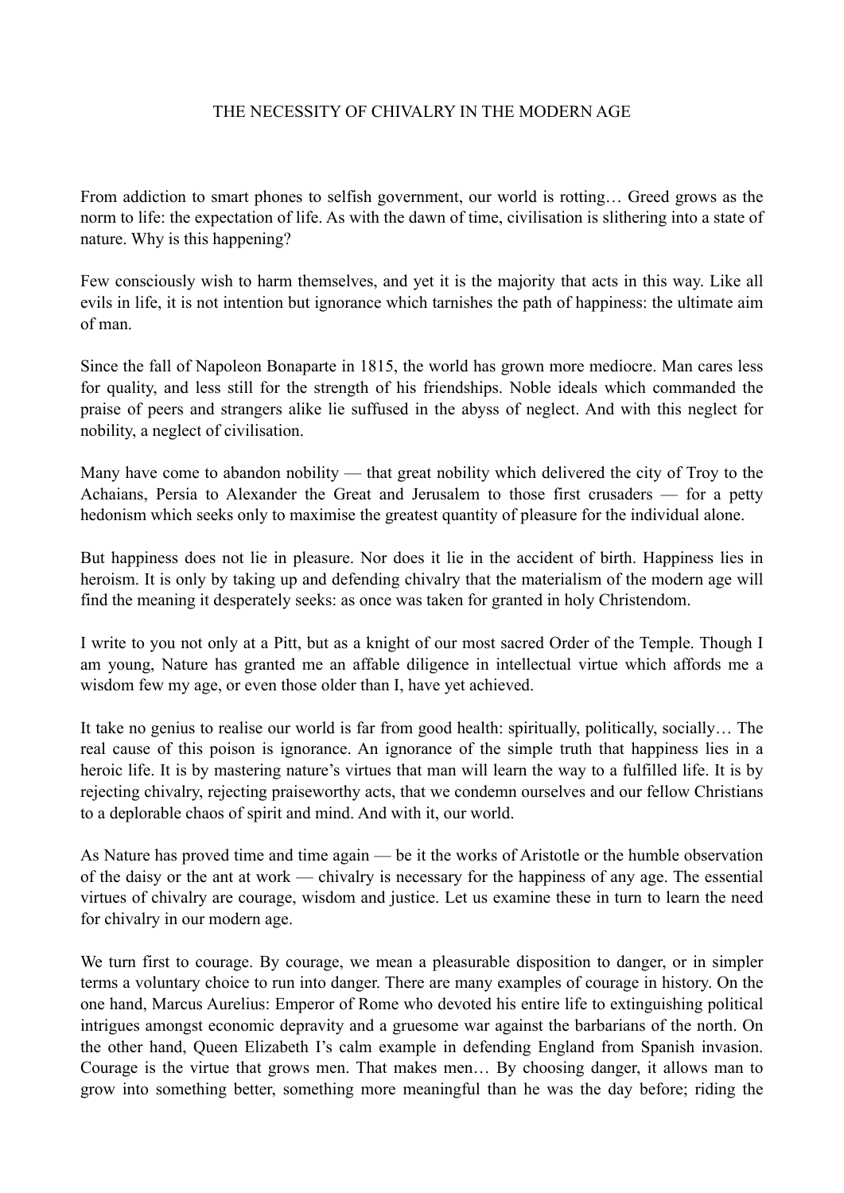# THE NECESSITY OF CHIVALRY IN THE MODERN AGE

From addiction to smart phones to selfish government, our world is rotting… Greed grows as the norm to life: the expectation of life. As with the dawn of time, civilisation is slithering into a state of nature. Why is this happening?

Few consciously wish to harm themselves, and yet it is the majority that acts in this way. Like all evils in life, it is not intention but ignorance which tarnishes the path of happiness: the ultimate aim of man.

Since the fall of Napoleon Bonaparte in 1815, the world has grown more mediocre. Man cares less for quality, and less still for the strength of his friendships. Noble ideals which commanded the praise of peers and strangers alike lie suffused in the abyss of neglect. And with this neglect for nobility, a neglect of civilisation.

Many have come to abandon nobility — that great nobility which delivered the city of Troy to the Achaians, Persia to Alexander the Great and Jerusalem to those first crusaders — for a petty hedonism which seeks only to maximise the greatest quantity of pleasure for the individual alone.

But happiness does not lie in pleasure. Nor does it lie in the accident of birth. Happiness lies in heroism. It is only by taking up and defending chivalry that the materialism of the modern age will find the meaning it desperately seeks: as once was taken for granted in holy Christendom.

I write to you not only at a Pitt, but as a knight of our most sacred Order of the Temple. Though I am young, Nature has granted me an affable diligence in intellectual virtue which affords me a wisdom few my age, or even those older than I, have yet achieved.

It take no genius to realise our world is far from good health: spiritually, politically, socially… The real cause of this poison is ignorance. An ignorance of the simple truth that happiness lies in a heroic life. It is by mastering nature's virtues that man will learn the way to a fulfilled life. It is by rejecting chivalry, rejecting praiseworthy acts, that we condemn ourselves and our fellow Christians to a deplorable chaos of spirit and mind. And with it, our world.

As Nature has proved time and time again — be it the works of Aristotle or the humble observation of the daisy or the ant at work — chivalry is necessary for the happiness of any age. The essential virtues of chivalry are courage, wisdom and justice. Let us examine these in turn to learn the need for chivalry in our modern age.

We turn first to courage. By courage, we mean a pleasurable disposition to danger, or in simpler terms a voluntary choice to run into danger. There are many examples of courage in history. On the one hand, Marcus Aurelius: Emperor of Rome who devoted his entire life to extinguishing political intrigues amongst economic depravity and a gruesome war against the barbarians of the north. On the other hand, Queen Elizabeth I's calm example in defending England from Spanish invasion. Courage is the virtue that grows men. That makes men… By choosing danger, it allows man to grow into something better, something more meaningful than he was the day before; riding the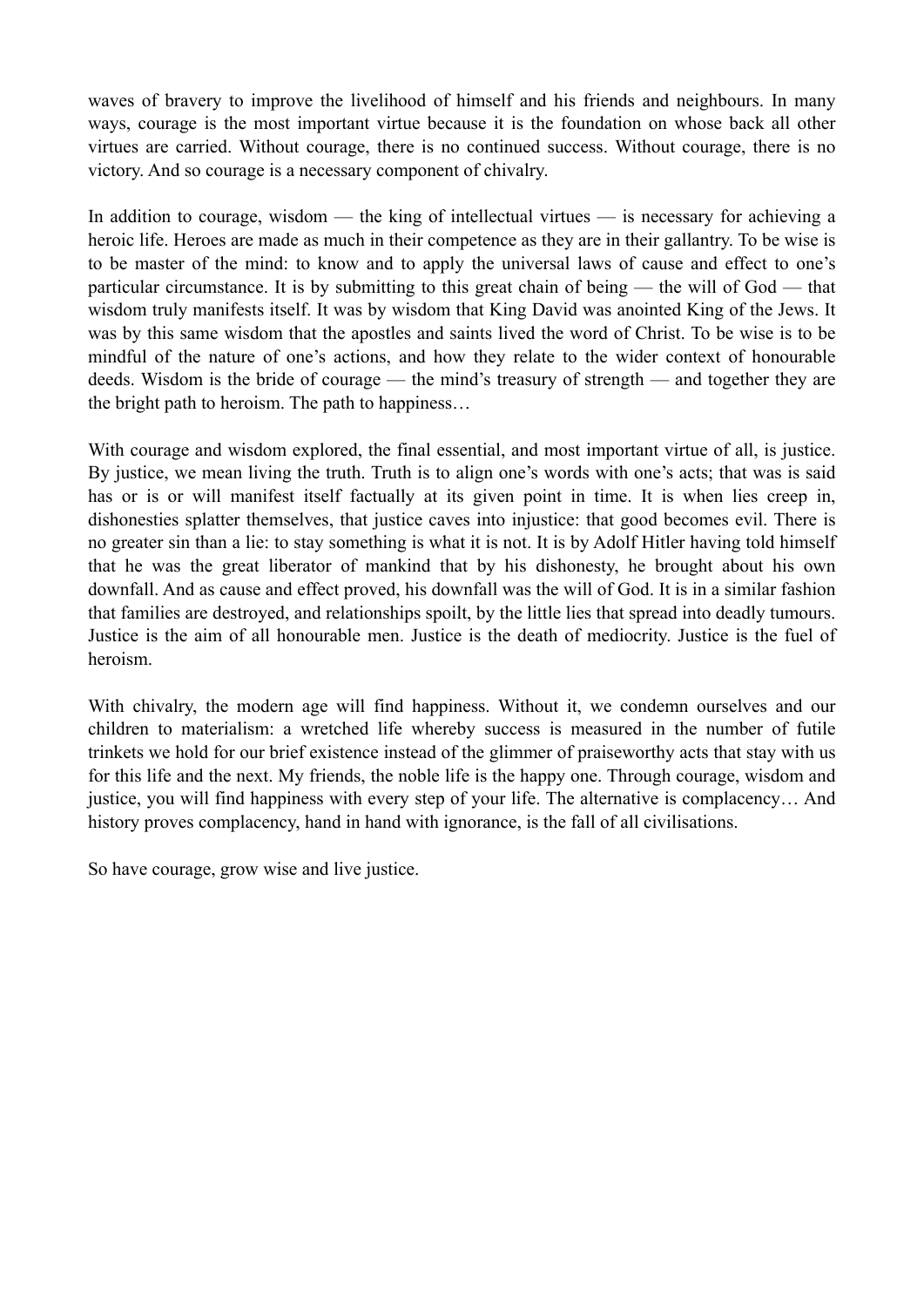waves of bravery to improve the livelihood of himself and his friends and neighbours. In many ways, courage is the most important virtue because it is the foundation on whose back all other virtues are carried. Without courage, there is no continued success. Without courage, there is no victory. And so courage is a necessary component of chivalry.

In addition to courage, wisdom — the king of intellectual virtues — is necessary for achieving a heroic life. Heroes are made as much in their competence as they are in their gallantry. To be wise is to be master of the mind: to know and to apply the universal laws of cause and effect to one's particular circumstance. It is by submitting to this great chain of being — the will of God — that wisdom truly manifests itself. It was by wisdom that King David was anointed King of the Jews. It was by this same wisdom that the apostles and saints lived the word of Christ. To be wise is to be mindful of the nature of one's actions, and how they relate to the wider context of honourable deeds. Wisdom is the bride of courage — the mind's treasury of strength — and together they are the bright path to heroism. The path to happiness…

With courage and wisdom explored, the final essential, and most important virtue of all, is justice. By justice, we mean living the truth. Truth is to align one's words with one's acts; that was is said has or is or will manifest itself factually at its given point in time. It is when lies creep in, dishonesties splatter themselves, that justice caves into injustice: that good becomes evil. There is no greater sin than a lie: to stay something is what it is not. It is by Adolf Hitler having told himself that he was the great liberator of mankind that by his dishonesty, he brought about his own downfall. And as cause and effect proved, his downfall was the will of God. It is in a similar fashion that families are destroyed, and relationships spoilt, by the little lies that spread into deadly tumours. Justice is the aim of all honourable men. Justice is the death of mediocrity. Justice is the fuel of heroism.

With chivalry, the modern age will find happiness. Without it, we condemn ourselves and our children to materialism: a wretched life whereby success is measured in the number of futile trinkets we hold for our brief existence instead of the glimmer of praiseworthy acts that stay with us for this life and the next. My friends, the noble life is the happy one. Through courage, wisdom and justice, you will find happiness with every step of your life. The alternative is complacency… And history proves complacency, hand in hand with ignorance, is the fall of all civilisations.

So have courage, grow wise and live justice.